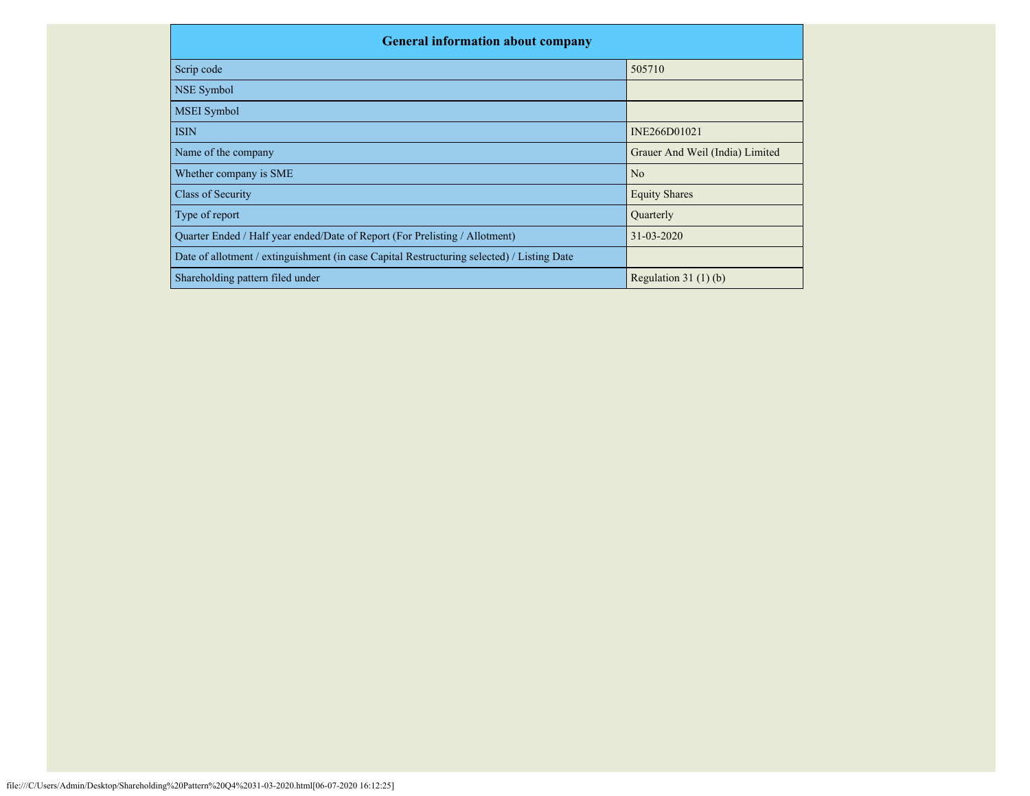| General information about company | |
|---|---|
| Scrip code | 505710 |
| NSE Symbol | |
| MSEI Symbol | |
| ISIN | INE266D01021 |
| Name of the company | Grauer And Weil (India) Limited |
| Whether company is SME | No |
| Class of Security | Equity Shares |
| Type of report | Quarterly |
| Quarter Ended / Half year ended/Date of Report (For Prelisting / Allotment) | 31-03-2020 |
| Date of allotment / extinguishment (in case Capital Restructuring selected) / Listing Date | |
| Shareholding pattern filed under | Regulation 31 (1) (b) |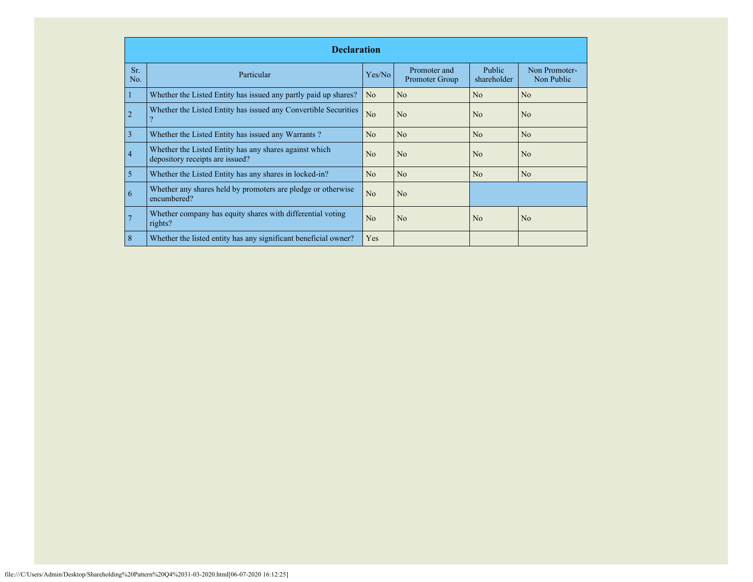| Declaration | | | | | |
|---|---|---|---|---|---|
| Sr. No. | Particular | Yes/No | Promoter and Promoter Group | Public shareholder | Non Promoter- Non Public |
| 1 | Whether the Listed Entity has issued any partly paid up shares? | No | No | No | No |
| 2 | Whether the Listed Entity has issued any Convertible Securities ? | No | No | No | No |
| 3 | Whether the Listed Entity has issued any Warrants ? | No | No | No | No |
| 4 | Whether the Listed Entity has any shares against which depository receipts are issued? | No | No | No | No |
| 5 | Whether the Listed Entity has any shares in locked-in? | No | No | No | No |
| 6 | Whether any shares held by promoters are pledge or otherwise encumbered? | No | No | | |
| 7 | Whether company has equity shares with differential voting rights? | No | No | No | No |
| 8 | Whether the listed entity has any significant beneficial owner? | Yes | | | |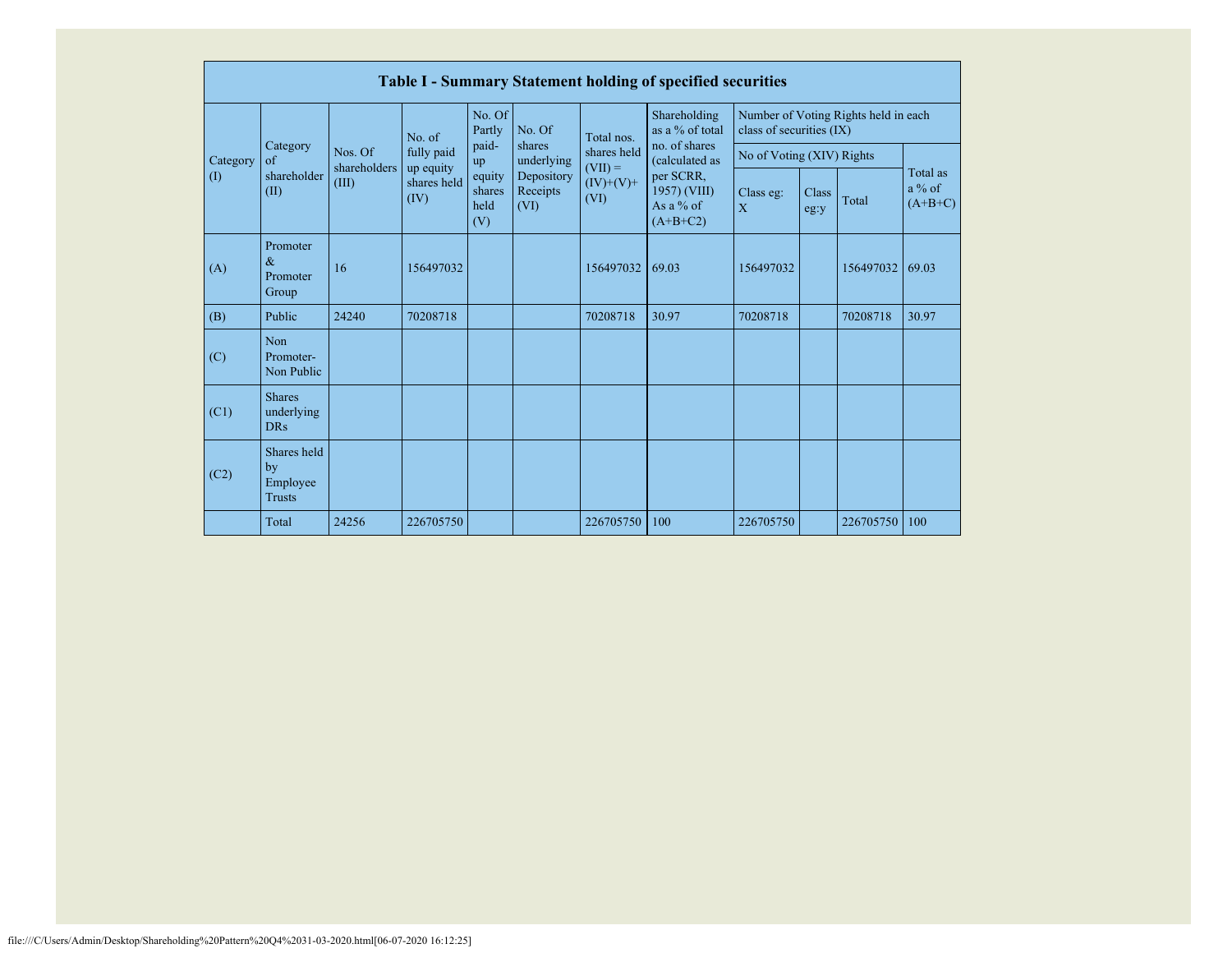| Table I - Summary Statement holding of specified securities | | | | | | | | | | | | |
|---|---|---|---|---|---|---|---|---|---|---|---|---|
| Category (I) | Category of shareholder (II) | Nos. Of shareholders (III) | No. of fully paid up equity shares held (IV) | No. Of Partly paid-up equity shares held (V) | No. Of shares underlying Depository Receipts (VI) | Total nos. shares held (VII) = (IV)+(V)+ (VI) | Shareholding as a % of total no. of shares (calculated as per SCRR, 1957) (VIII) As a % of (A+B+C2) | Number of Voting Rights held in each class of securities (IX) | | | |
| | | | | | | | | No of Voting (XIV) Rights | | | Total as a % of (A+B+C) |
| | | | | | | | | Class eg: X | Class eg:y | Total | |
| (A) | Promoter & Promoter Group | 16 | 156497032 | | | 156497032 | 69.03 | 156497032 | | 156497032 | 69.03 |
| (B) | Public | 24240 | 70208718 | | | 70208718 | 30.97 | 70208718 | | 70208718 | 30.97 |
| (C) | Non Promoter- Non Public | | | | | | | | | | |
| (C1) | Shares underlying DRs | | | | | | | | | | |
| (C2) | Shares held by Employee Trusts | | | | | | | | | | |
| | Total | 24256 | 226705750 | | | 226705750 | 100 | 226705750 | | 226705750 | 100 |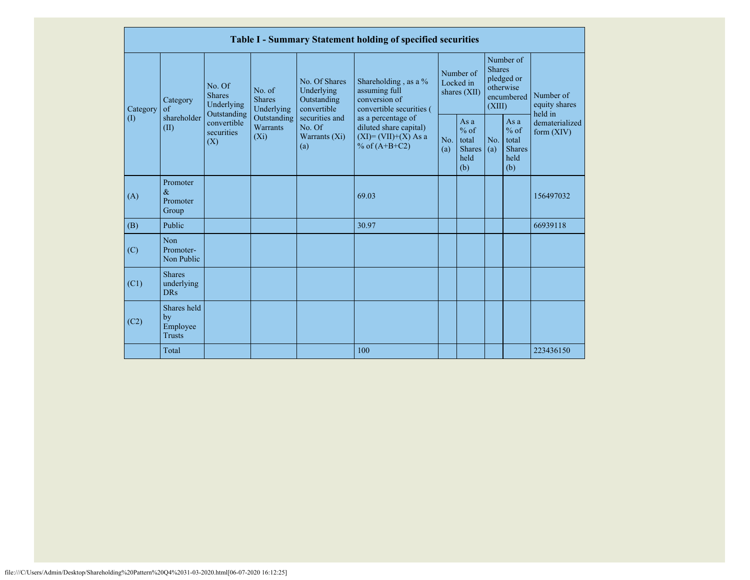| Table I - Summary Statement holding of specified securities | | | | | | | | | | |
|---|---|---|---|---|---|---|---|---|---|---|
| Category (I) | Category of shareholder (II) | No. Of Shares Underlying Outstanding convertible securities (X) | No. of Shares Underlying Outstanding Warrants (Xi) | No. Of Shares Underlying Outstanding convertible securities and No. Of Warrants (Xi) (a) | Shareholding , as a % assuming full conversion of convertible securities ( as a percentage of diluted share capital) (XI)= (VII)+(X) As a % of (A+B+C2) | Number of Locked in shares (XII) | | Number of Shares pledged or otherwise encumbered (XIII) | | Number of equity shares held in dematerialized form (XIV) |
| | | | | | | No. (a) | As a % of total Shares held (b) | No. (a) | As a % of total Shares held (b) | |
| (A) | Promoter & Promoter Group | | | | 69.03 | | | | | 156497032 |
| (B) | Public | | | | 30.97 | | | | | 66939118 |
| (C) | Non Promoter- Non Public | | | | | | | | | |
| (C1) | Shares underlying DRs | | | | | | | | | |
| (C2) | Shares held by Employee Trusts | | | | | | | | | |
| | Total | | | | 100 | | | | | 223436150 |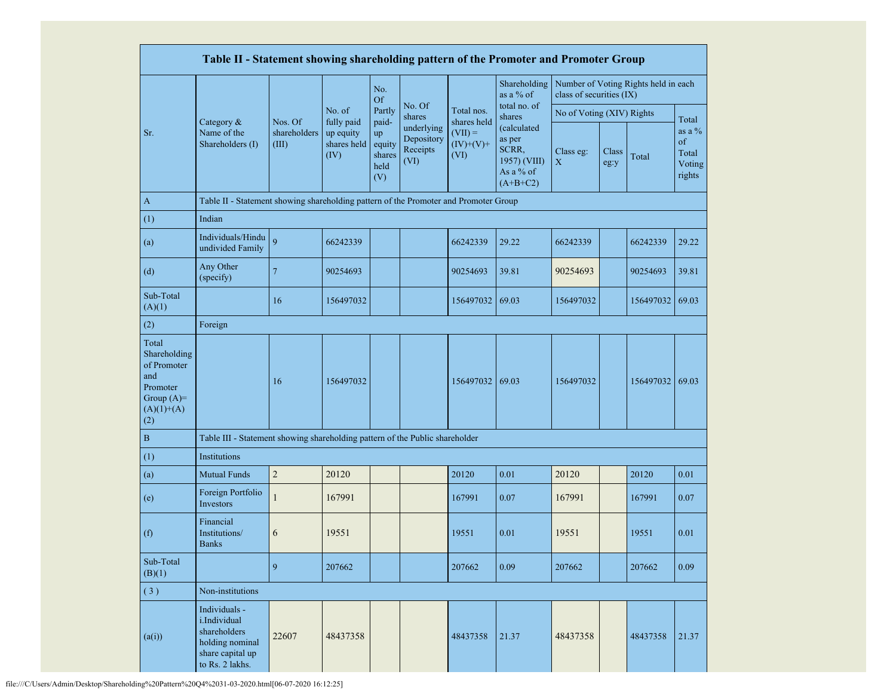| Table II - Statement showing shareholding pattern of the Promoter and Promoter Group | | | | | | | | | | | |
|---|---|---|---|---|---|---|---|---|---|---|---|
| Sr. | Category & Name of the Shareholders (I) | Nos. Of shareholders (III) | No. of fully paid up equity shares held (IV) | No. Of Partly paid-up equity shares held (V) | No. Of shares underlying Depository Receipts (VI) | Total nos. shares held (VII) = (IV)+(V)+ (VI) | Shareholding as a % of total no. of shares (calculated as per SCRR, 1957) (VIII) As a % of (A+B+C2) | Number of Voting Rights held in each class of securities (IX) | | | |
| | | | | | | | | No of Voting (XIV) Rights | | | Total as a % of Total Voting rights |
| | | | | | | | | Class eg: X | Class eg:y | Total | |
| A | Table II - Statement showing shareholding pattern of the Promoter and Promoter Group | | | | | | | | | | |
| (1) | Indian | | | | | | | | | | |
| (a) | Individuals/Hindu undivided Family | 9 | 66242339 | | | 66242339 | 29.22 | 66242339 | | 66242339 | 29.22 |
| (d) | Any Other (specify) | 7 | 90254693 | | | 90254693 | 39.81 | 90254693 | | 90254693 | 39.81 |
| Sub-Total (A)(1) | | 16 | 156497032 | | | 156497032 | 69.03 | 156497032 | | 156497032 | 69.03 |
| (2) | Foreign | | | | | | | | | | |
| Total Shareholding of Promoter and Promoter Group (A)=(A)(1)+(A)(2) | | 16 | 156497032 | | | 156497032 | 69.03 | 156497032 | | 156497032 | 69.03 |
| B | Table III - Statement showing shareholding pattern of the Public shareholder | | | | | | | | | | |
| (1) | Institutions | | | | | | | | | | |
| (a) | Mutual Funds | 2 | 20120 | | | 20120 | 0.01 | 20120 | | 20120 | 0.01 |
| (e) | Foreign Portfolio Investors | 1 | 167991 | | | 167991 | 0.07 | 167991 | | 167991 | 0.07 |
| (f) | Financial Institutions/ Banks | 6 | 19551 | | | 19551 | 0.01 | 19551 | | 19551 | 0.01 |
| Sub-Total (B)(1) | | 9 | 207662 | | | 207662 | 0.09 | 207662 | | 207662 | 0.09 |
| ( 3 ) | Non-institutions | | | | | | | | | | |
| (a(i)) | Individuals - i.Individual shareholders holding nominal share capital up to Rs. 2 lakhs. | 22607 | 48437358 | | | 48437358 | 21.37 | 48437358 | | 48437358 | 21.37 |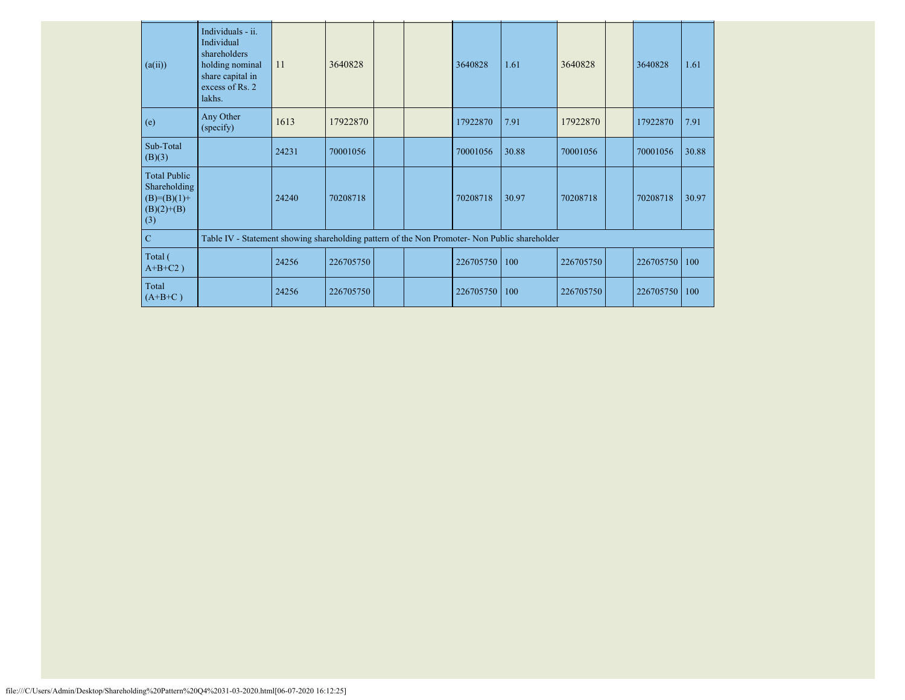| | | | | | | | | | | | |
|---|---|---|---|---|---|---|---|---|---|---|---|
| (a(ii)) | Individuals - ii. Individual shareholders holding nominal share capital in excess of Rs. 2 lakhs. | 11 | 3640828 | | | 3640828 | 1.61 | 3640828 | | 3640828 | 1.61 |
| (e) | Any Other (specify) | 1613 | 17922870 | | | 17922870 | 7.91 | 17922870 | | 17922870 | 7.91 |
| Sub-Total (B)(3) | | 24231 | 70001056 | | | 70001056 | 30.88 | 70001056 | | 70001056 | 30.88 |
| Total Public Shareholding (B)=(B)(1)+(B)(2)+(B)(3) | | 24240 | 70208718 | | | 70208718 | 30.97 | 70208718 | | 70208718 | 30.97 |
| C | Table IV - Statement showing shareholding pattern of the Non Promoter- Non Public shareholder | | | | | | | | | | |
| Total ( A+B+C2 ) | | 24256 | 226705750 | | | 226705750 | 100 | 226705750 | | 226705750 | 100 |
| Total (A+B+C ) | | 24256 | 226705750 | | | 226705750 | 100 | 226705750 | | 226705750 | 100 |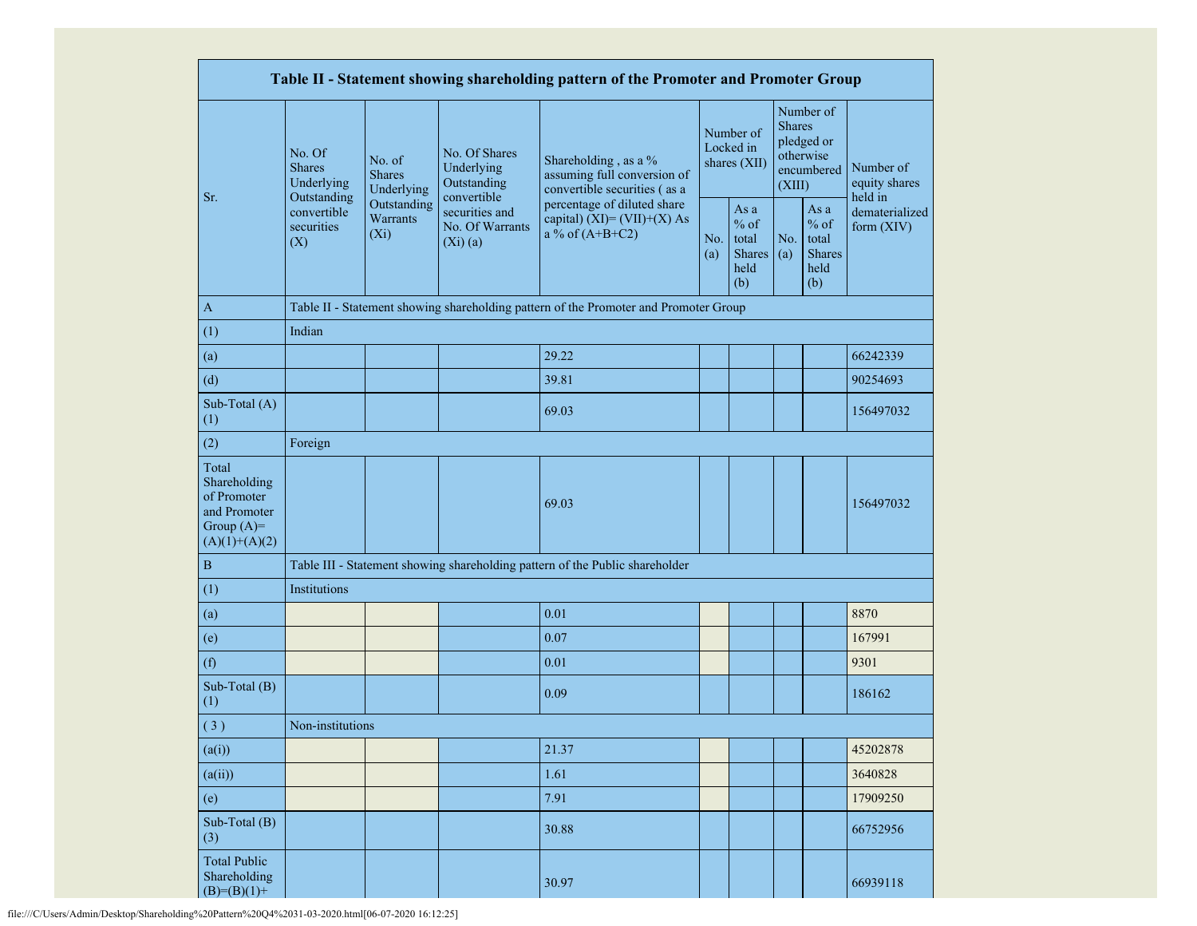| Table II - Statement showing shareholding pattern of the Promoter and Promoter Group | | | | | | | | | |
|---|---|---|---|---|---|---|---|---|---|
| Sr. | No. Of Shares Underlying Outstanding convertible securities (X) | No. of Shares Underlying Outstanding Warrants (Xi) | No. Of Shares Underlying Outstanding convertible securities and No. Of Warrants (Xi) (a) | Shareholding , as a % assuming full conversion of convertible securities ( as a percentage of diluted share capital) (XI)= (VII)+(X) As a % of (A+B+C2) | Number of Locked in shares (XII) | | Number of Shares pledged or otherwise encumbered (XIII) | | Number of equity shares held in dematerialized form (XIV) |
| | | | | | No. (a) | As a % of total Shares held (b) | No. (a) | As a % of total Shares held (b) | |
| A | Table II - Statement showing shareholding pattern of the Promoter and Promoter Group | | | | | | | | |
| (1) | Indian | | | | | | | | |
| (a) | | | | 29.22 | | | | | 66242339 |
| (d) | | | | 39.81 | | | | | 90254693 |
| Sub-Total (A) (1) | | | | 69.03 | | | | | 156497032 |
| (2) | Foreign | | | | | | | | |
| Total Shareholding of Promoter and Promoter Group (A)= (A)(1)+(A)(2) | | | | 69.03 | | | | | 156497032 |
| B | Table III - Statement showing shareholding pattern of the Public shareholder | | | | | | | | |
| (1) | Institutions | | | | | | | | |
| (a) | | | | 0.01 | | | | | 8870 |
| (e) | | | | 0.07 | | | | | 167991 |
| (f) | | | | 0.01 | | | | | 9301 |
| Sub-Total (B) (1) | | | | 0.09 | | | | | 186162 |
| ( 3 ) | Non-institutions | | | | | | | | |
| (a(i)) | | | | 21.37 | | | | | 45202878 |
| (a(ii)) | | | | 1.61 | | | | | 3640828 |
| (e) | | | | 7.91 | | | | | 17909250 |
| Sub-Total (B) (3) | | | | 30.88 | | | | | 66752956 |
| Total Public Shareholding (B)=(B)(1)+ | | | | 30.97 | | | | | 66939118 |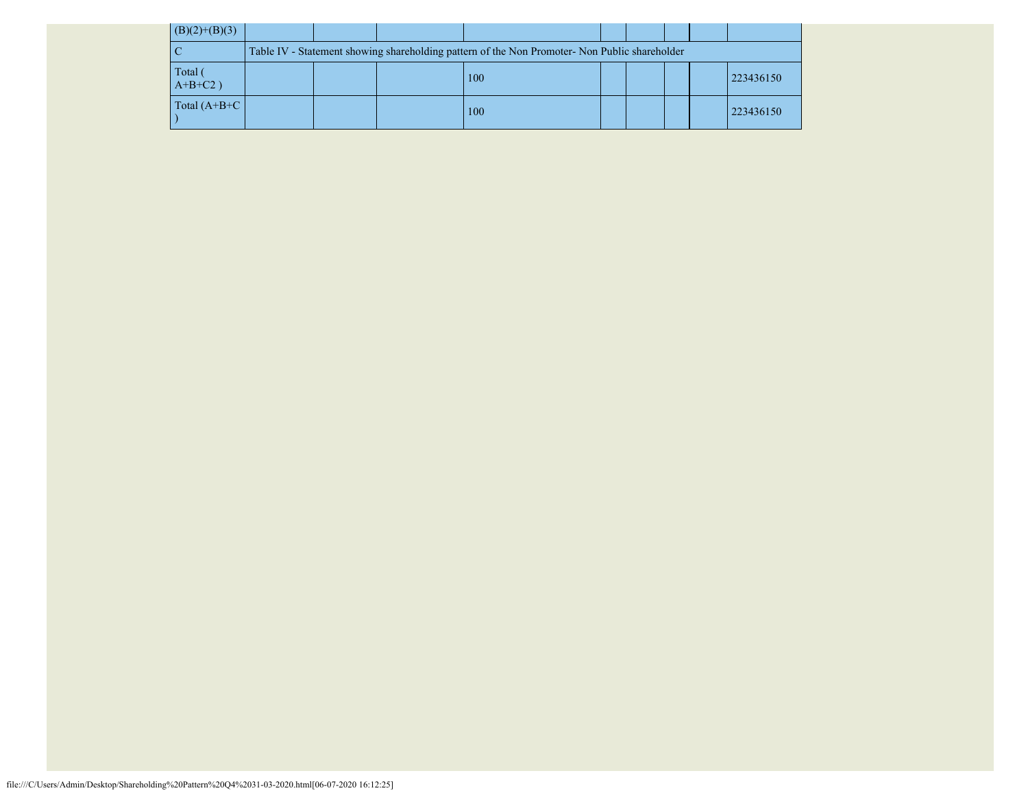| | | | | | | | | | |
|---|---|---|---|---|---|---|---|---|---|
| (B)(2)+(B)(3) | | | | | | | | | |
| C | Table IV - Statement showing shareholding pattern of the Non Promoter- Non Public shareholder | | | | | | | | |
| Total ( A+B+C2 ) | | | | 100 | | | | | 223436150 |
| Total (A+B+C ) | | | | 100 | | | | | 223436150 |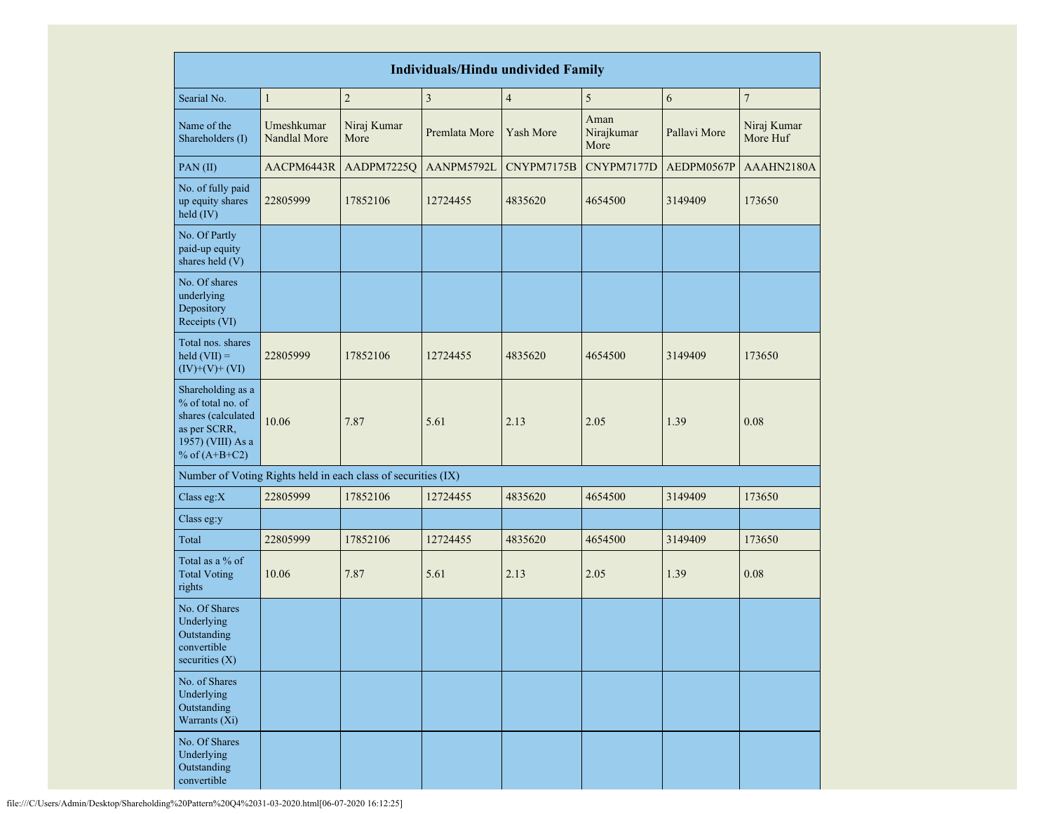| Individuals/Hindu undivided Family | | | | | | | |
|---|---|---|---|---|---|---|---|
| Searial No. | 1 | 2 | 3 | 4 | 5 | 6 | 7 |
| Name of the Shareholders (I) | Umeshkumar Nandlal More | Niraj Kumar More | Premlata More | Yash More | Aman Nirajkumar More | Pallavi More | Niraj Kumar More Huf |
| PAN (II) | AACPM6443R | AADPM7225Q | AANPM5792L | CNYPM7175B | CNYPM7177D | AEDPM0567P | AAAHN2180A |
| No. of fully paid up equity shares held (IV) | 22805999 | 17852106 | 12724455 | 4835620 | 4654500 | 3149409 | 173650 |
| No. Of Partly paid-up equity shares held (V) | | | | | | | |
| No. Of shares underlying Depository Receipts (VI) | | | | | | | |
| Total nos. shares held (VII) = (IV)+(V)+ (VI) | 22805999 | 17852106 | 12724455 | 4835620 | 4654500 | 3149409 | 173650 |
| Shareholding as a % of total no. of shares (calculated as per SCRR, 1957) (VIII) As a % of (A+B+C2) | 10.06 | 7.87 | 5.61 | 2.13 | 2.05 | 1.39 | 0.08 |
| Number of Voting Rights held in each class of securities (IX) | | | | | | | |
| Class eg:X | 22805999 | 17852106 | 12724455 | 4835620 | 4654500 | 3149409 | 173650 |
| Class eg:y | | | | | | | |
| Total | 22805999 | 17852106 | 12724455 | 4835620 | 4654500 | 3149409 | 173650 |
| Total as a % of Total Voting rights | 10.06 | 7.87 | 5.61 | 2.13 | 2.05 | 1.39 | 0.08 |
| No. Of Shares Underlying Outstanding convertible securities (X) | | | | | | | |
| No. of Shares Underlying Outstanding Warrants (Xi) | | | | | | | |
| No. Of Shares Underlying Outstanding convertible | | | | | | | |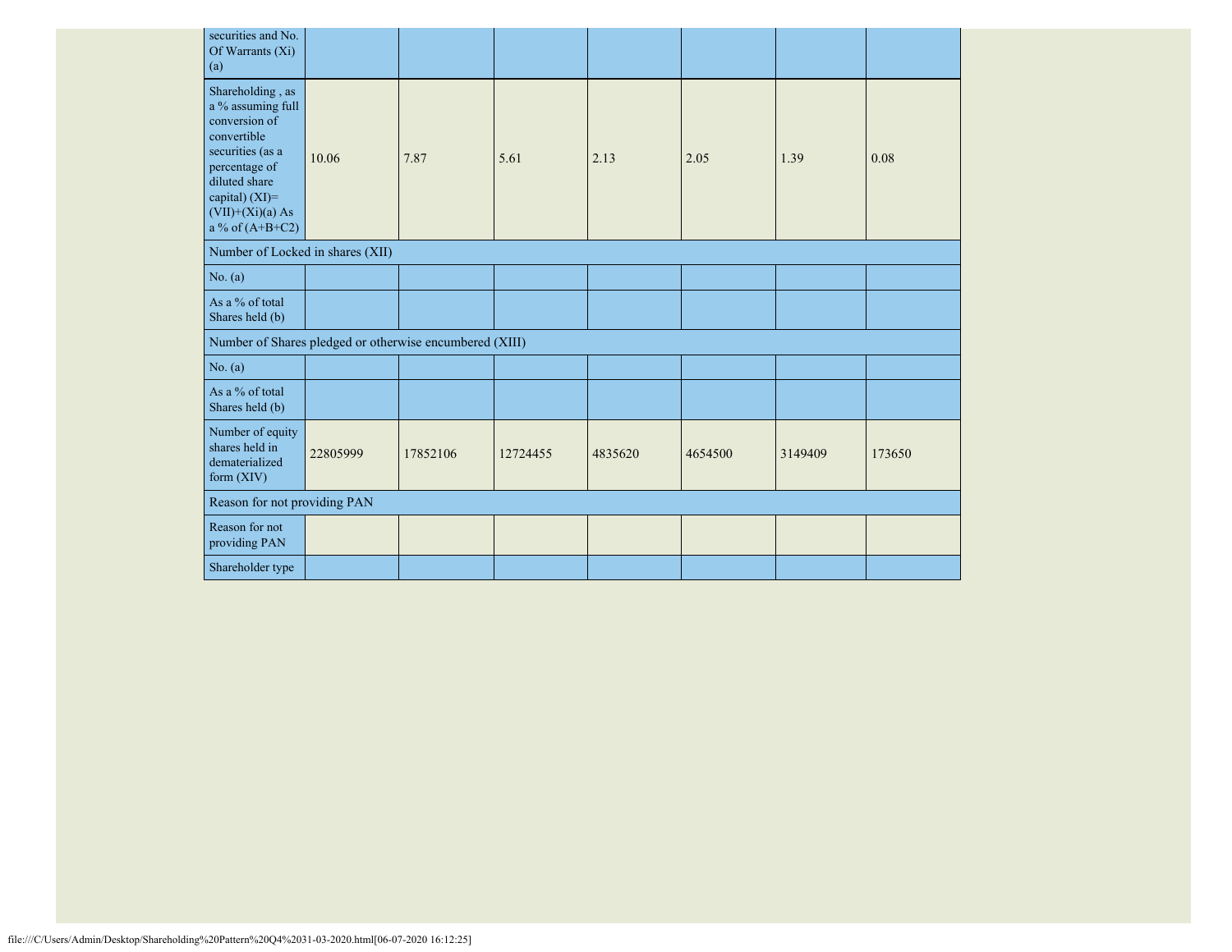| | | | | | | | |
|---|---|---|---|---|---|---|---|
| securities and No. Of Warrants (Xi) (a) | | | | | | | |
| Shareholding , as a % assuming full conversion of convertible securities (as a percentage of diluted share capital) (XI)= (VII)+(Xi)(a) As a % of (A+B+C2) | 10.06 | 7.87 | 5.61 | 2.13 | 2.05 | 1.39 | 0.08 |
| Number of Locked in shares (XII) | | | | | | | |
| No. (a) | | | | | | | |
| As a % of total Shares held (b) | | | | | | | |
| Number of Shares pledged or otherwise encumbered (XIII) | | | | | | | |
| No. (a) | | | | | | | |
| As a % of total Shares held (b) | | | | | | | |
| Number of equity shares held in dematerialized form (XIV) | 22805999 | 17852106 | 12724455 | 4835620 | 4654500 | 3149409 | 173650 |
| Reason for not providing PAN | | | | | | | |
| Reason for not providing PAN | | | | | | | |
| Shareholder type | | | | | | | |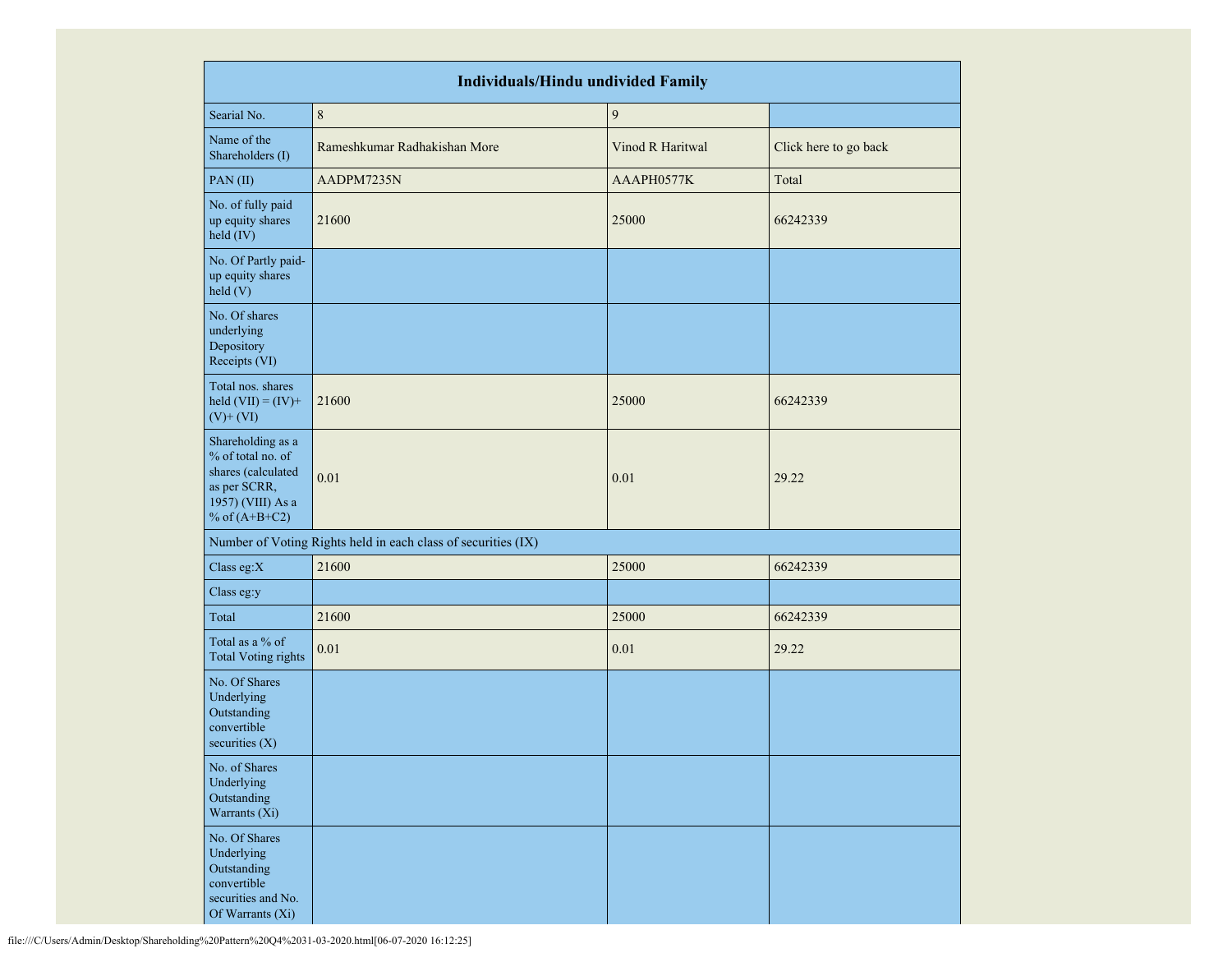| Individuals/Hindu undivided Family | | | |
|---|---|---|---|
| Searial No. | 8 | 9 | |
| Name of the Shareholders (I) | Rameshkumar Radhakishan More | Vinod R Haritwal | Click here to go back |
| PAN (II) | AADPM7235N | AAAPH0577K | Total |
| No. of fully paid up equity shares held (IV) | 21600 | 25000 | 66242339 |
| No. Of Partly paid-up equity shares held (V) | | | |
| No. Of shares underlying Depository Receipts (VI) | | | |
| Total nos. shares held (VII) = (IV)+ (V)+ (VI) | 21600 | 25000 | 66242339 |
| Shareholding as a % of total no. of shares (calculated as per SCRR, 1957) (VIII) As a % of (A+B+C2) | 0.01 | 0.01 | 29.22 |
| Number of Voting Rights held in each class of securities (IX) | | | |
| Class eg:X | 21600 | 25000 | 66242339 |
| Class eg:y | | | |
| Total | 21600 | 25000 | 66242339 |
| Total as a % of Total Voting rights | 0.01 | 0.01 | 29.22 |
| No. Of Shares Underlying Outstanding convertible securities (X) | | | |
| No. of Shares Underlying Outstanding Warrants (Xi) | | | |
| No. Of Shares Underlying Outstanding convertible securities and No. Of Warrants (Xi) | | | |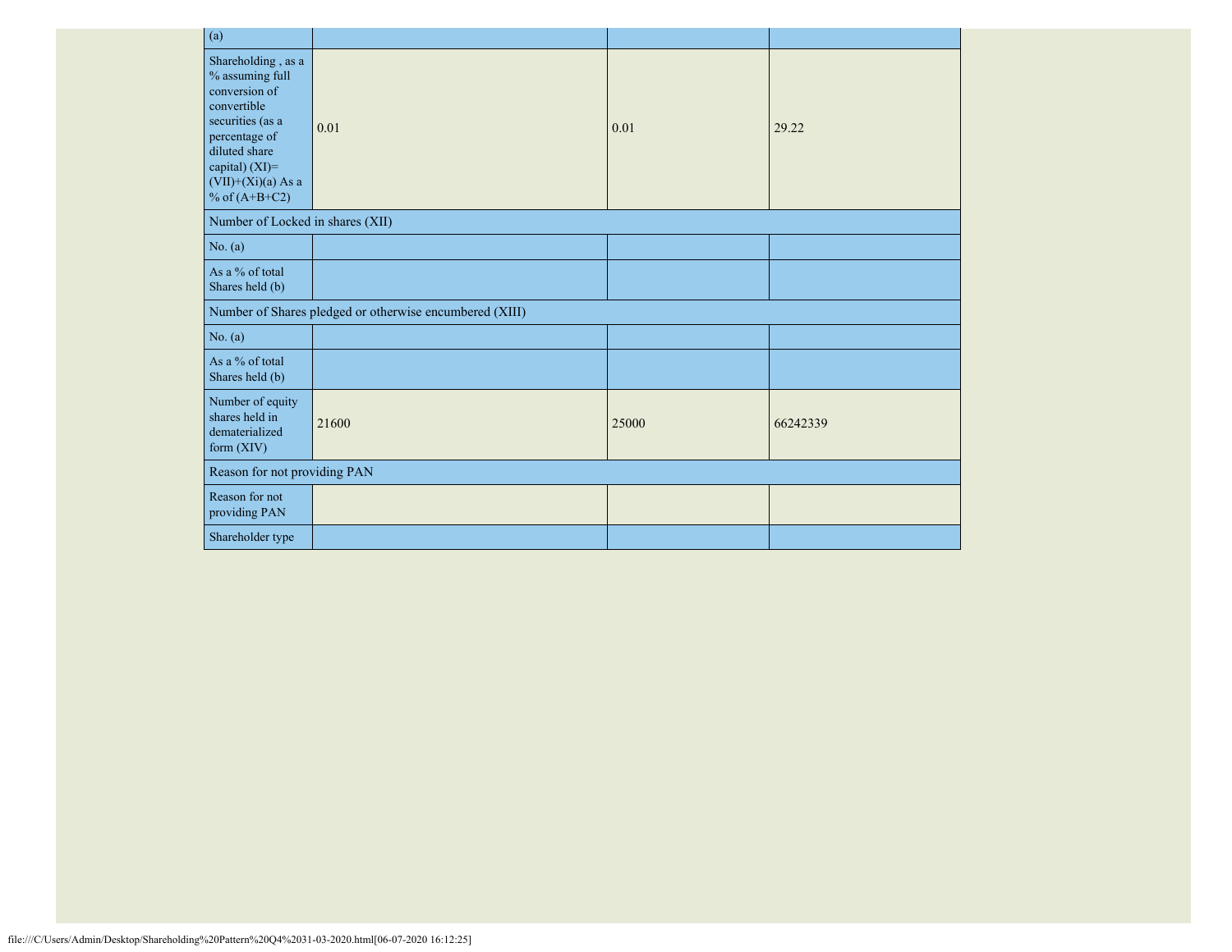| (a) | | | |
|---|---|---|---|
| Shareholding , as a % assuming full conversion of convertible securities (as a percentage of diluted share capital) (XI)= (VII)+(Xi)(a) As a % of (A+B+C2) | 0.01 | 0.01 | 29.22 |
| Number of Locked in shares (XII) | | | |
| No. (a) | | | |
| As a % of total Shares held (b) | | | |
| Number of Shares pledged or otherwise encumbered (XIII) | | | |
| No. (a) | | | |
| As a % of total Shares held (b) | | | |
| Number of equity shares held in dematerialized form (XIV) | 21600 | 25000 | 66242339 |
| Reason for not providing PAN | | | |
| Reason for not providing PAN | | | |
| Shareholder type | | | |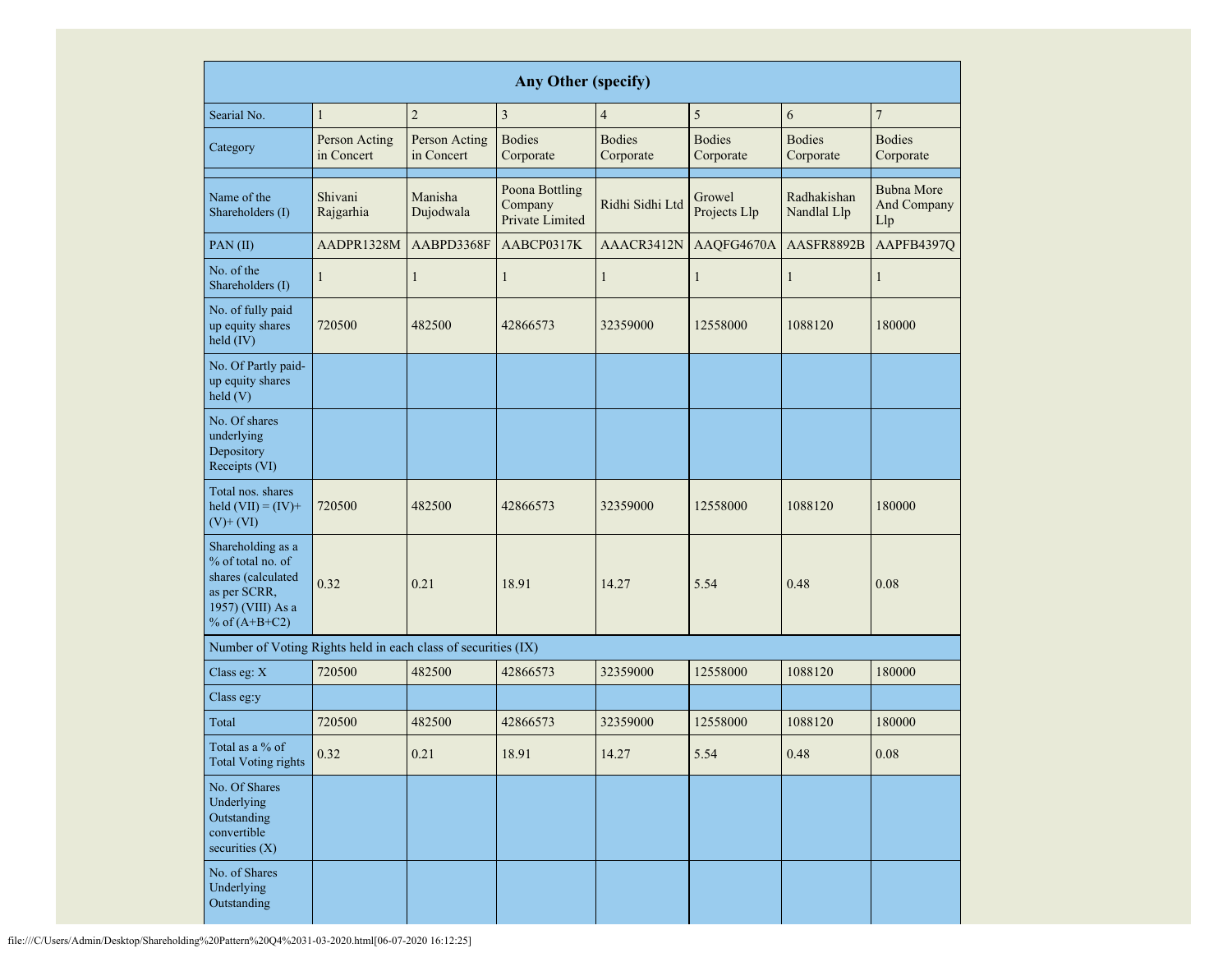| Any Other (specify) | | | | | | | |
|---|---|---|---|---|---|---|---|
| Searial No. | 1 | 2 | 3 | 4 | 5 | 6 | 7 |
| Category | Person Acting in Concert | Person Acting in Concert | Bodies Corporate | Bodies Corporate | Bodies Corporate | Bodies Corporate | Bodies Corporate |
| | | | | | | | |
| Name of the Shareholders (I) | Shivani Rajgarhia | Manisha Dujodwala | Poona Bottling Company Private Limited | Ridhi Sidhi Ltd | Growel Projects Llp | Radhakishan Nandlal Llp | Bubna More And Company Llp |
| PAN (II) | AADPR1328M | AABPD3368F | AABCP0317K | AAACR3412N | AAQFG4670A | AASFR8892B | AAPFB4397Q |
| No. of the Shareholders (I) | 1 | 1 | 1 | 1 | 1 | 1 | 1 |
| No. of fully paid up equity shares held (IV) | 720500 | 482500 | 42866573 | 32359000 | 12558000 | 1088120 | 180000 |
| No. Of Partly paid-up equity shares held (V) | | | | | | | |
| No. Of shares underlying Depository Receipts (VI) | | | | | | | |
| Total nos. shares held (VII) = (IV)+(V)+ (VI) | 720500 | 482500 | 42866573 | 32359000 | 12558000 | 1088120 | 180000 |
| Shareholding as a % of total no. of shares (calculated as per SCRR, 1957) (VIII) As a % of (A+B+C2) | 0.32 | 0.21 | 18.91 | 14.27 | 5.54 | 0.48 | 0.08 |
| Number of Voting Rights held in each class of securities (IX) | | | | | | | |
| Class eg: X | 720500 | 482500 | 42866573 | 32359000 | 12558000 | 1088120 | 180000 |
| Class eg:y | | | | | | | |
| Total | 720500 | 482500 | 42866573 | 32359000 | 12558000 | 1088120 | 180000 |
| Total as a % of Total Voting rights | 0.32 | 0.21 | 18.91 | 14.27 | 5.54 | 0.48 | 0.08 |
| No. Of Shares Underlying Outstanding convertible securities (X) | | | | | | | |
| No. of Shares Underlying Outstanding | | | | | | | |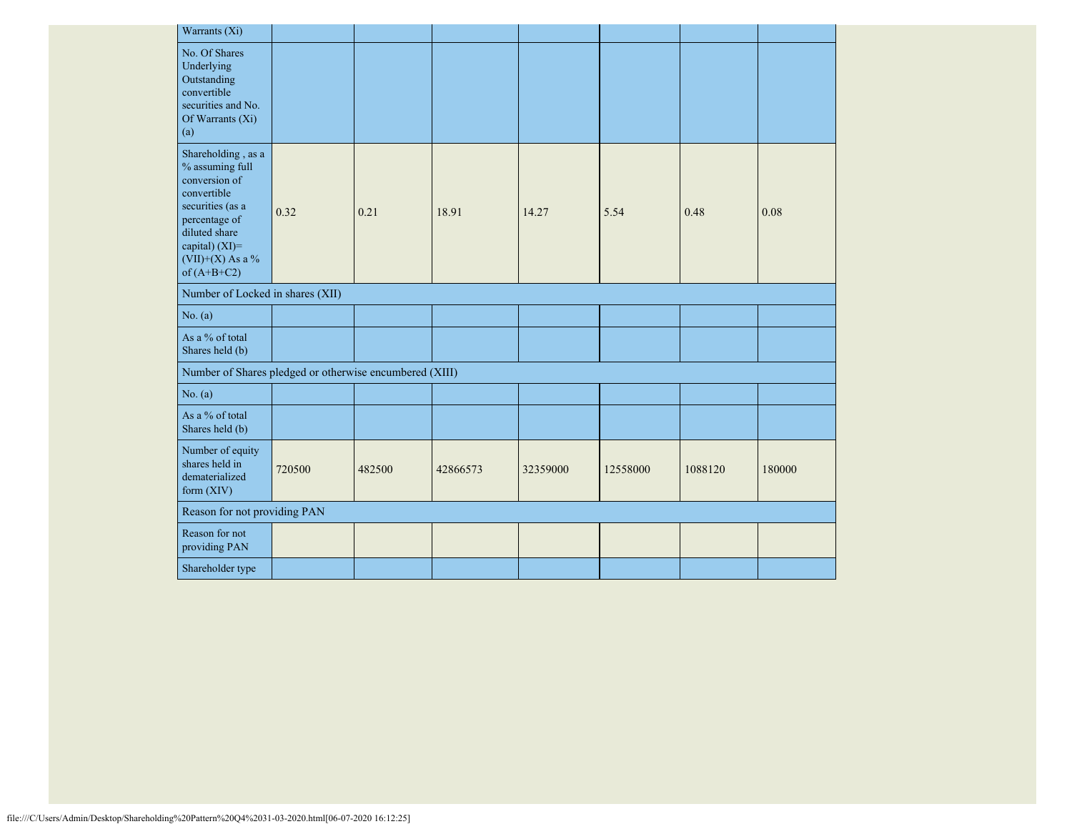| | | | | | | | |
|---|---|---|---|---|---|---|---|
| Warrants (Xi) | | | | | | | |
| No. Of Shares Underlying Outstanding convertible securities and No. Of Warrants (Xi) (a) | | | | | | | |
| Shareholding , as a % assuming full conversion of convertible securities (as a percentage of diluted share capital) (XI)= (VII)+(X) As a % of (A+B+C2) | 0.32 | 0.21 | 18.91 | 14.27 | 5.54 | 0.48 | 0.08 |
| Number of Locked in shares (XII) | | | | | | | |
| No. (a) | | | | | | | |
| As a % of total Shares held (b) | | | | | | | |
| Number of Shares pledged or otherwise encumbered (XIII) | | | | | | | |
| No. (a) | | | | | | | |
| As a % of total Shares held (b) | | | | | | | |
| Number of equity shares held in dematerialized form (XIV) | 720500 | 482500 | 42866573 | 32359000 | 12558000 | 1088120 | 180000 |
| Reason for not providing PAN | | | | | | | |
| Reason for not providing PAN | | | | | | | |
| Shareholder type | | | | | | | |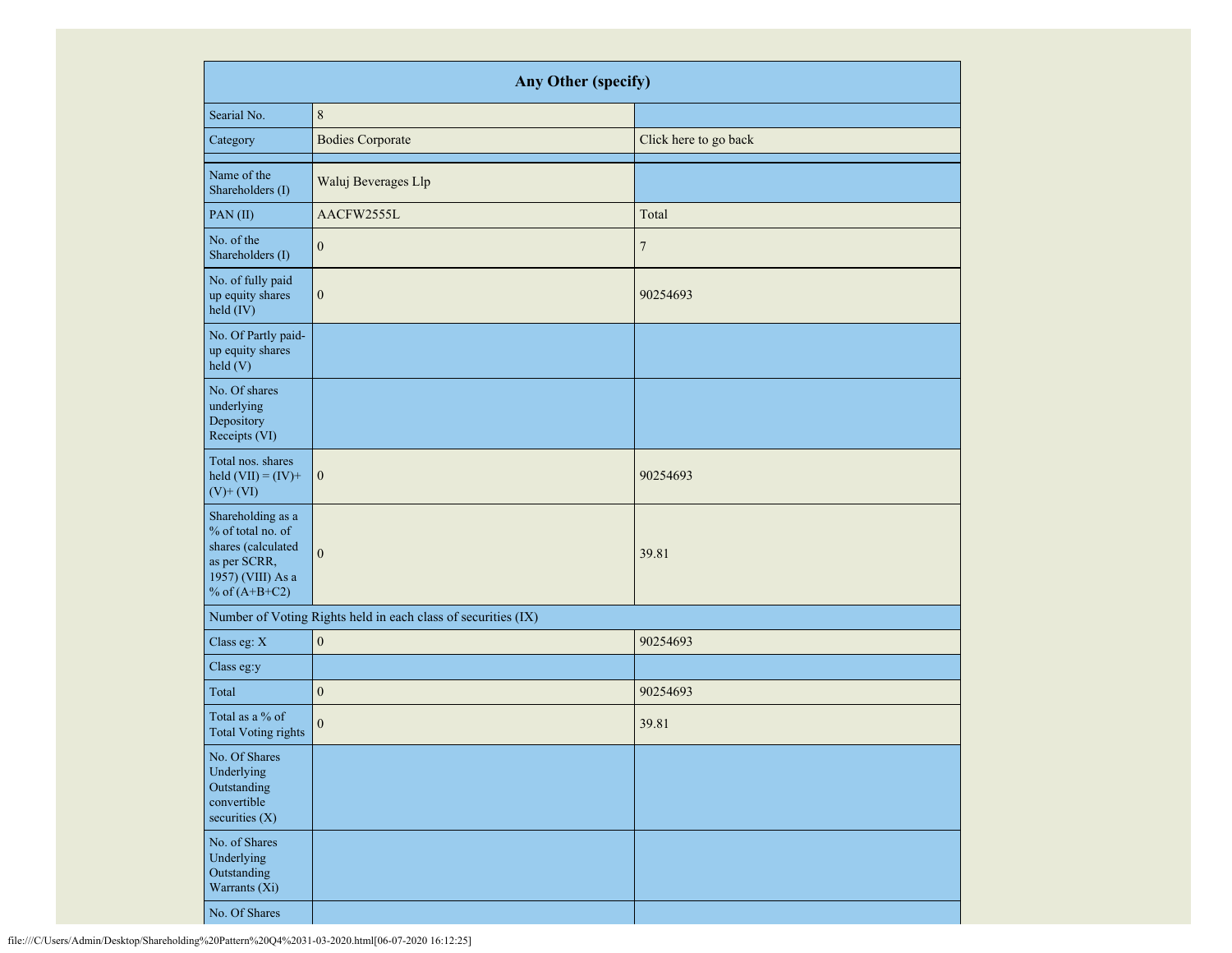| Any Other (specify) | | |
|---|---|---|
| Searial No. | 8 | |
| Category | Bodies Corporate | Click here to go back |
| | | |
| Name of the Shareholders (I) | Waluj Beverages Llp | |
| PAN (II) | AACFW2555L | Total |
| No. of the Shareholders (I) | 0 | 7 |
| No. of fully paid up equity shares held (IV) | 0 | 90254693 |
| No. Of Partly paid-up equity shares held (V) | | |
| No. Of shares underlying Depository Receipts (VI) | | |
| Total nos. shares held (VII) = (IV)+ (V)+ (VI) | 0 | 90254693 |
| Shareholding as a % of total no. of shares (calculated as per SCRR, 1957) (VIII) As a % of (A+B+C2) | 0 | 39.81 |
| Number of Voting Rights held in each class of securities (IX) | | |
| Class eg: X | 0 | 90254693 |
| Class eg:y | | |
| Total | 0 | 90254693 |
| Total as a % of Total Voting rights | 0 | 39.81 |
| No. Of Shares Underlying Outstanding convertible securities (X) | | |
| No. of Shares Underlying Outstanding Warrants (Xi) | | |
| No. Of Shares | | |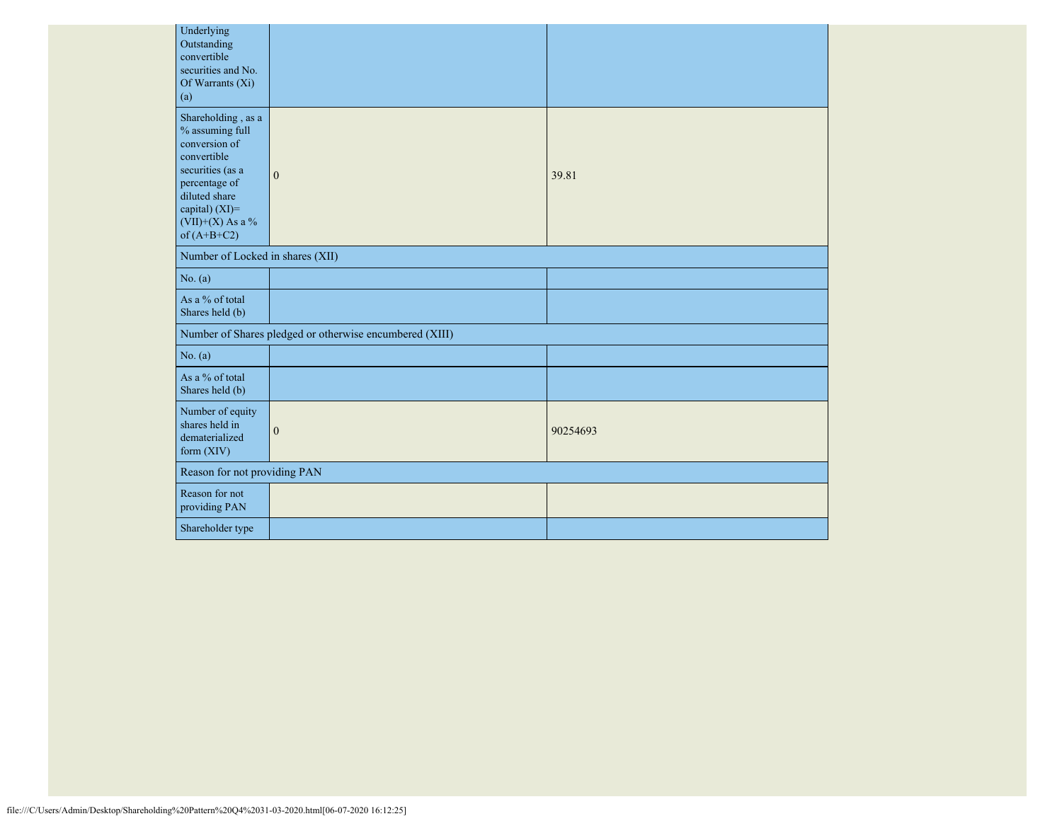| | | |
|---|---|---|
| Underlying Outstanding convertible securities and No. Of Warrants (Xi) (a) | | |
| Shareholding , as a % assuming full conversion of convertible securities (as a percentage of diluted share capital) (XI)= (VII)+(X) As a % of (A+B+C2) | 0 | 39.81 |
| Number of Locked in shares (XII) | | |
| No. (a) | | |
| As a % of total Shares held (b) | | |
| Number of Shares pledged or otherwise encumbered (XIII) | | |
| No. (a) | | |
| As a % of total Shares held (b) | | |
| Number of equity shares held in dematerialized form (XIV) | 0 | 90254693 |
| Reason for not providing PAN | | |
| Reason for not providing PAN | | |
| Shareholder type | | |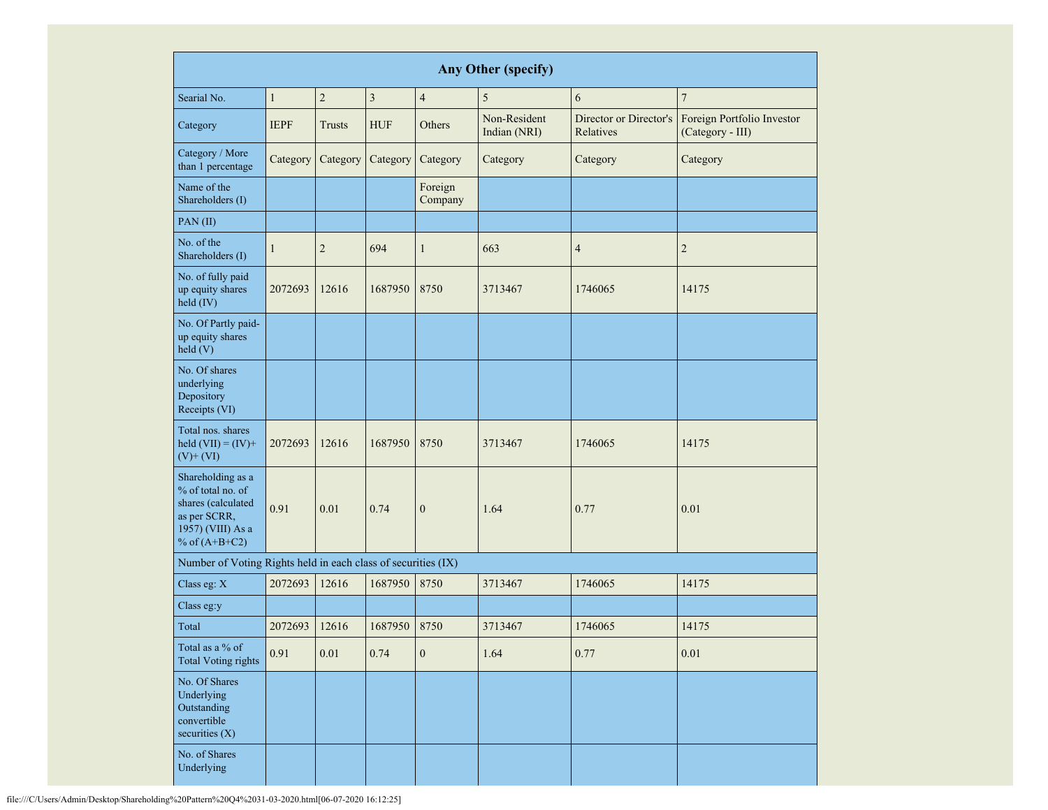| Any Other (specify) | | | | | | | |
|---|---|---|---|---|---|---|---|
| Searial No. | 1 | 2 | 3 | 4 | 5 | 6 | 7 |
| Category | IEPF | Trusts | HUF | Others | Non-Resident Indian (NRI) | Director or Director's Relatives | Foreign Portfolio Investor (Category - III) |
| Category / More than 1 percentage | Category | Category | Category | Category | Category | Category | Category |
| Name of the Shareholders (I) | | | | Foreign Company | | | |
| PAN (II) | | | | | | | |
| No. of the Shareholders (I) | 1 | 2 | 694 | 1 | 663 | 4 | 2 |
| No. of fully paid up equity shares held (IV) | 2072693 | 12616 | 1687950 | 8750 | 3713467 | 1746065 | 14175 |
| No. Of Partly paid-up equity shares held (V) | | | | | | | |
| No. Of shares underlying Depository Receipts (VI) | | | | | | | |
| Total nos. shares held (VII) = (IV)+ (V)+ (VI) | 2072693 | 12616 | 1687950 | 8750 | 3713467 | 1746065 | 14175 |
| Shareholding as a % of total no. of shares (calculated as per SCRR, 1957) (VIII) As a % of (A+B+C2) | 0.91 | 0.01 | 0.74 | 0 | 1.64 | 0.77 | 0.01 |
| Number of Voting Rights held in each class of securities (IX) | | | | | | | |
| Class eg: X | 2072693 | 12616 | 1687950 | 8750 | 3713467 | 1746065 | 14175 |
| Class eg:y | | | | | | | |
| Total | 2072693 | 12616 | 1687950 | 8750 | 3713467 | 1746065 | 14175 |
| Total as a % of Total Voting rights | 0.91 | 0.01 | 0.74 | 0 | 1.64 | 0.77 | 0.01 |
| No. Of Shares Underlying Outstanding convertible securities (X) | | | | | | | |
| No. of Shares Underlying | | | | | | | |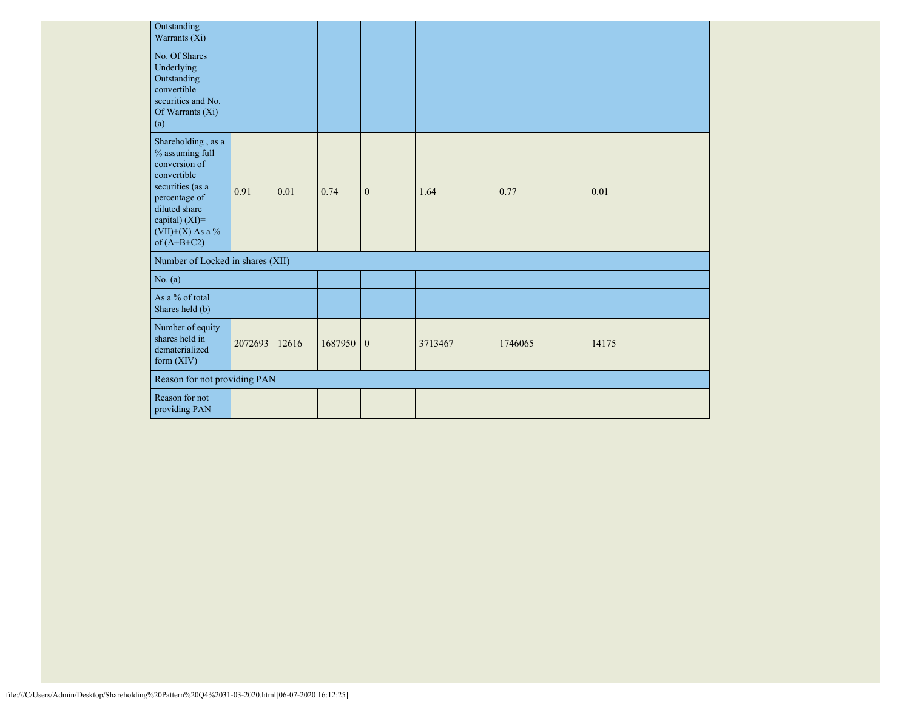| | | | | | | | |
|---|---|---|---|---|---|---|---|
| Outstanding Warrants (Xi) | | | | | | | |
| No. Of Shares Underlying Outstanding convertible securities and No. Of Warrants (Xi) (a) | | | | | | | |
| Shareholding , as a % assuming full conversion of convertible securities (as a percentage of diluted share capital) (XI)= (VII)+(X) As a % of (A+B+C2) | 0.91 | 0.01 | 0.74 | 0 | 1.64 | 0.77 | 0.01 |
| Number of Locked in shares (XII) | | | | | | | |
| No. (a) | | | | | | | |
| As a % of total Shares held (b) | | | | | | | |
| Number of equity shares held in dematerialized form (XIV) | 2072693 | 12616 | 1687950 | 0 | 3713467 | 1746065 | 14175 |
| Reason for not providing PAN | | | | | | | |
| Reason for not providing PAN | | | | | | | |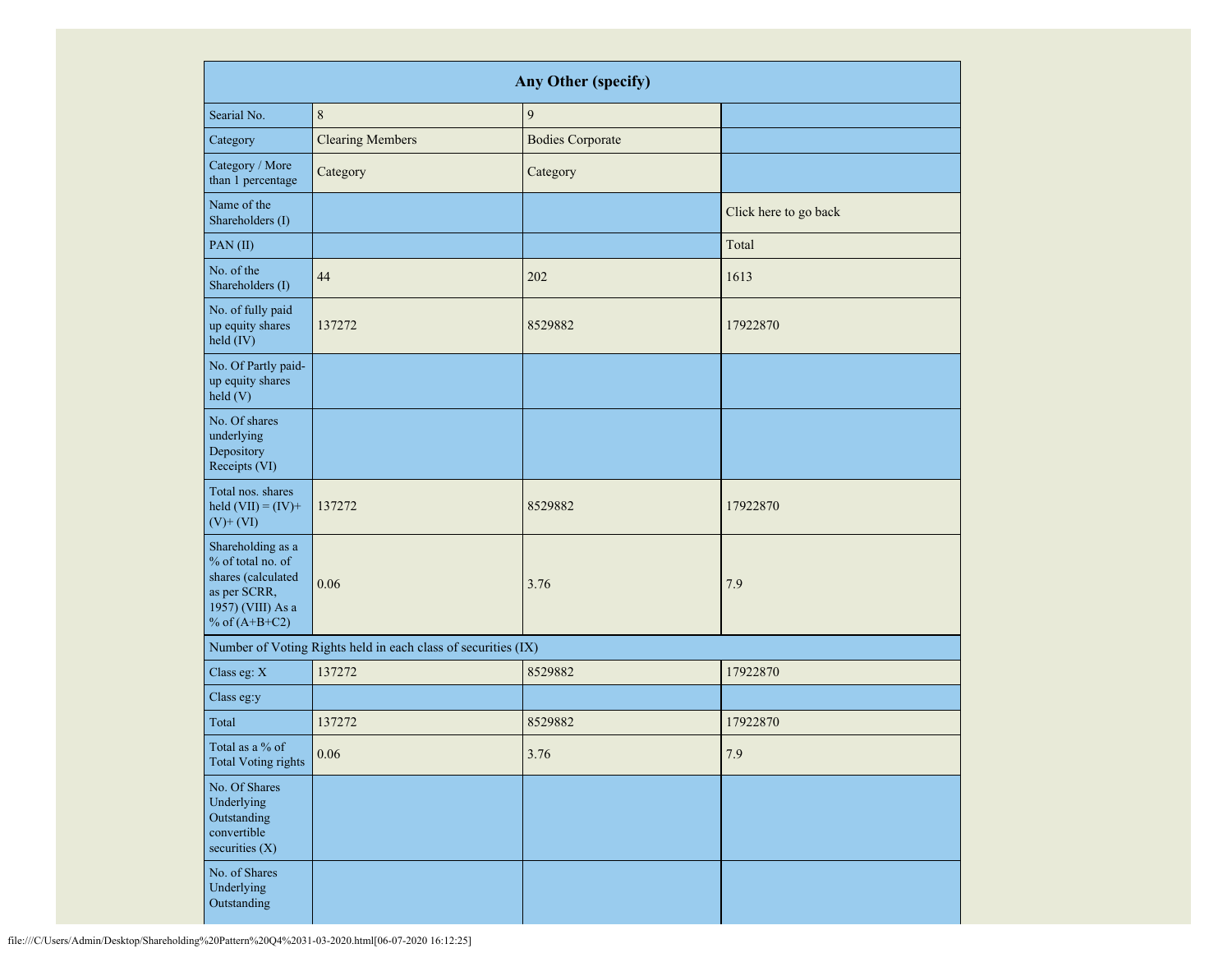| Any Other (specify) | | | |
|---|---|---|---|
| Searial No. | 8 | 9 | |
| Category | Clearing Members | Bodies Corporate | |
| Category / More than 1 percentage | Category | Category | |
| Name of the Shareholders (I) | | | Click here to go back |
| PAN (II) | | | Total |
| No. of the Shareholders (I) | 44 | 202 | 1613 |
| No. of fully paid up equity shares held (IV) | 137272 | 8529882 | 17922870 |
| No. Of Partly paid-up equity shares held (V) | | | |
| No. Of shares underlying Depository Receipts (VI) | | | |
| Total nos. shares held (VII) = (IV)+ (V)+ (VI) | 137272 | 8529882 | 17922870 |
| Shareholding as a % of total no. of shares (calculated as per SCRR, 1957) (VIII) As a % of (A+B+C2) | 0.06 | 3.76 | 7.9 |
| Number of Voting Rights held in each class of securities (IX) | | | |
| Class eg: X | 137272 | 8529882 | 17922870 |
| Class eg:y | | | |
| Total | 137272 | 8529882 | 17922870 |
| Total as a % of Total Voting rights | 0.06 | 3.76 | 7.9 |
| No. Of Shares Underlying Outstanding convertible securities (X) | | | |
| No. of Shares Underlying Outstanding | | | |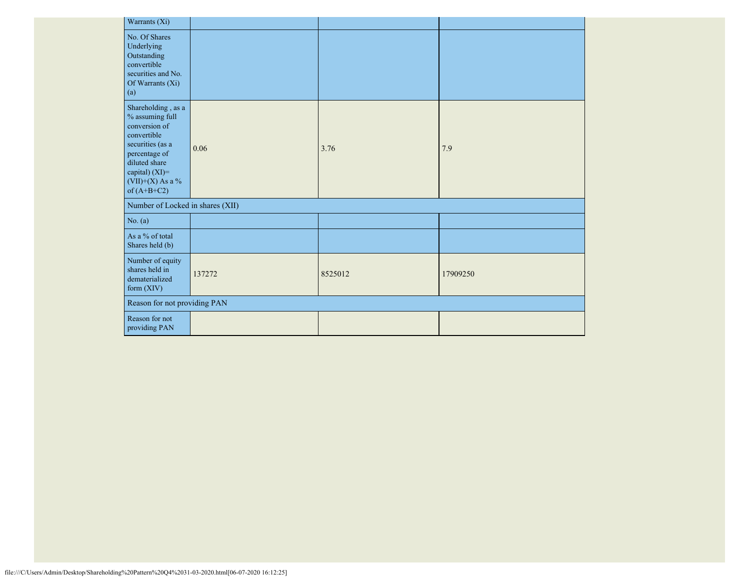| Warrants (Xi) | | | |
|---|---|---|---|
| No. Of Shares Underlying Outstanding convertible securities and No. Of Warrants (Xi) (a) | | | |
| Shareholding , as a % assuming full conversion of convertible securities (as a percentage of diluted share capital) (XI)= (VII)+(X) As a % of (A+B+C2) | 0.06 | 3.76 | 7.9 |
| Number of Locked in shares (XII) | | | |
| No. (a) | | | |
| As a % of total Shares held (b) | | | |
| Number of equity shares held in dematerialized form (XIV) | 137272 | 8525012 | 17909250 |
| Reason for not providing PAN | | | |
| Reason for not providing PAN | | | |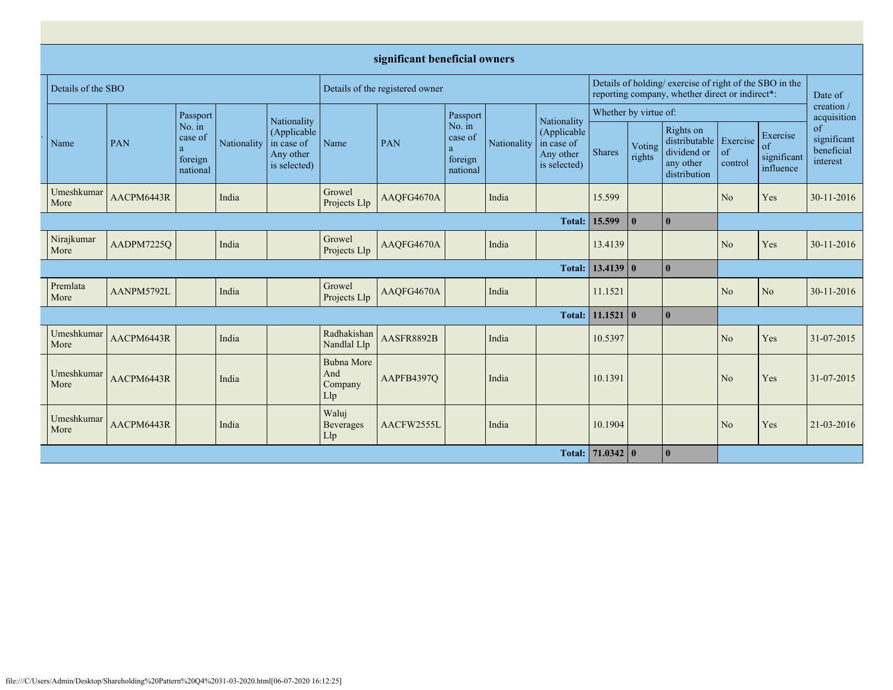| significant beneficial owners | | | | | | | | | | | | | | | | |
|---|---|---|---|---|---|---|---|---|---|---|---|---|---|---|---|---|
| Details of the SBO | | | | | Details of the registered owner | | | | | Details of holding/ exercise of right of the SBO in the reporting company, whether direct or indirect*: | | | | | Date of creation / acquisition of significant beneficial interest |
| | | | | | | | | | | Whether by virtue of: | | | | | |
| Name | PAN | Passport No. in case of a foreign national | Nationality | Nationality (Applicable in case of Any other is selected) | Name | PAN | Passport No. in case of a foreign national | Nationality | Nationality (Applicable in case of Any other is selected) | Shares | Voting rights | Rights on distributable dividend or any other distribution | Exercise of control | Exercise of significant influence | |
| Umeshkumar More | AACPM6443R | | India | | Growel Projects Llp | AAQFG4670A | | India | | 15.599 | | | No | Yes | 30-11-2016 |
| | | | | | | | | | **Total:** | **15.599** | **0** | **0** | | | |
| Nirajkumar More | AADPM7225Q | | India | | Growel Projects Llp | AAQFG4670A | | India | | 13.4139 | | | No | Yes | 30-11-2016 |
| | | | | | | | | | **Total:** | **13.4139** | **0** | **0** | | | |
| Premlata More | AANPM5792L | | India | | Growel Projects Llp | AAQFG4670A | | India | | 11.1521 | | | No | No | 30-11-2016 |
| | | | | | | | | | **Total:** | **11.1521** | **0** | **0** | | | |
| Umeshkumar More | AACPM6443R | | India | | Radhakishan Nandlal Llp | AASFR8892B | | India | | 10.5397 | | | No | Yes | 31-07-2015 |
| Umeshkumar More | AACPM6443R | | India | | Bubna More And Company Llp | AAPFB4397Q | | India | | 10.1391 | | | No | Yes | 31-07-2015 |
| Umeshkumar More | AACPM6443R | | India | | Waluj Beverages Llp | AACFW2555L | | India | | 10.1904 | | | No | Yes | 21-03-2016 |
| | | | | | | | | | **Total:** | **71.0342** | **0** | **0** | | | |